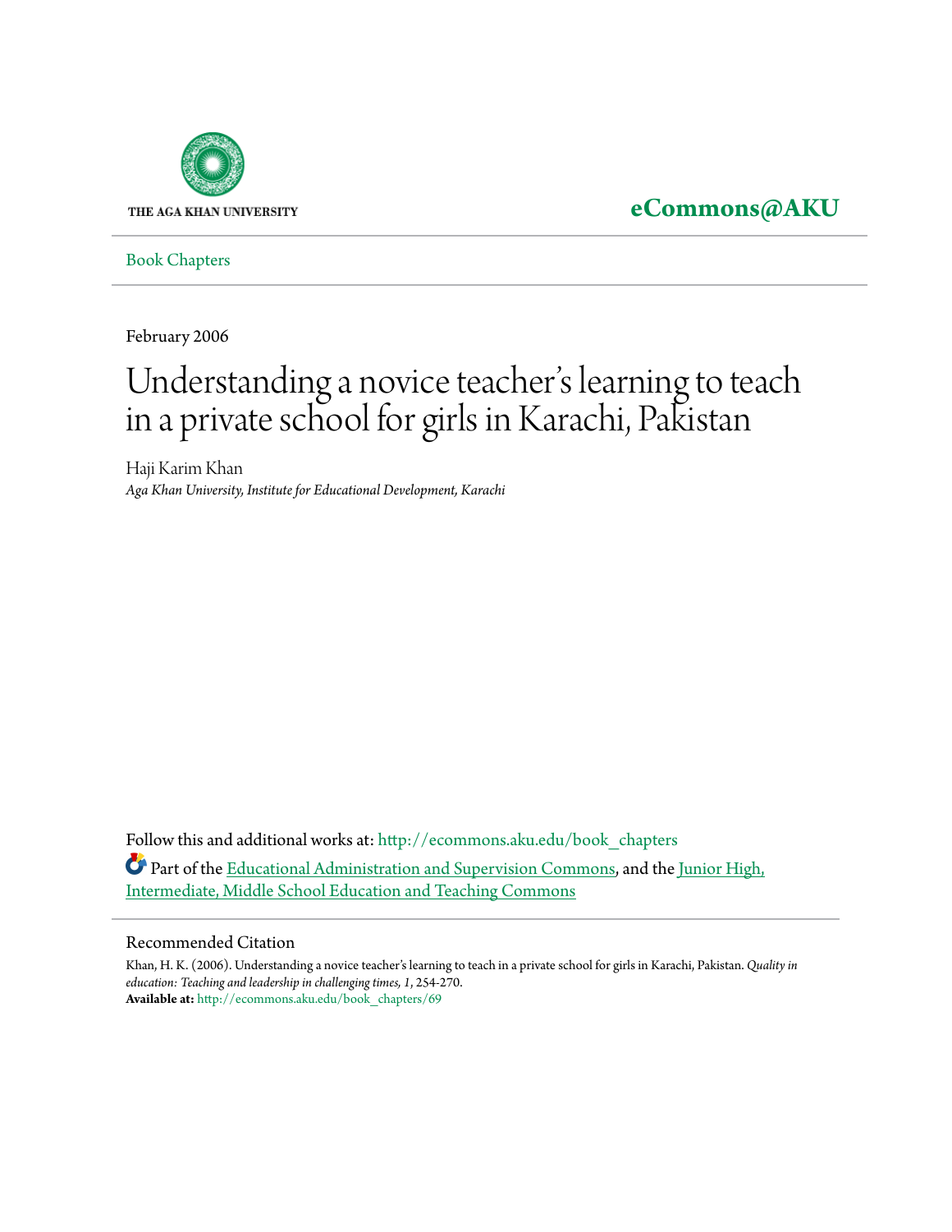THE AGA KHAN UNIVERSITY

**eCommons@AKU**

Book Chapters

February 2006

# Understanding a novice teacher's learning to teach in a private school for girls in Karachi, Pakistan

Haji Karim Khan
*Aga Khan University, Institute for Educational Development, Karachi*

Follow this and additional works at: http://ecommons.aku.edu/book_chapters

Part of the Educational Administration and Supervision Commons, and the Junior High, Intermediate, Middle School Education and Teaching Commons

## Recommended Citation

Khan, H. K. (2006). Understanding a novice teacher's learning to teach in a private school for girls in Karachi, Pakistan. *Quality in education: Teaching and leadership in challenging times, 1*, 254-270.
**Available at:** http://ecommons.aku.edu/book_chapters/69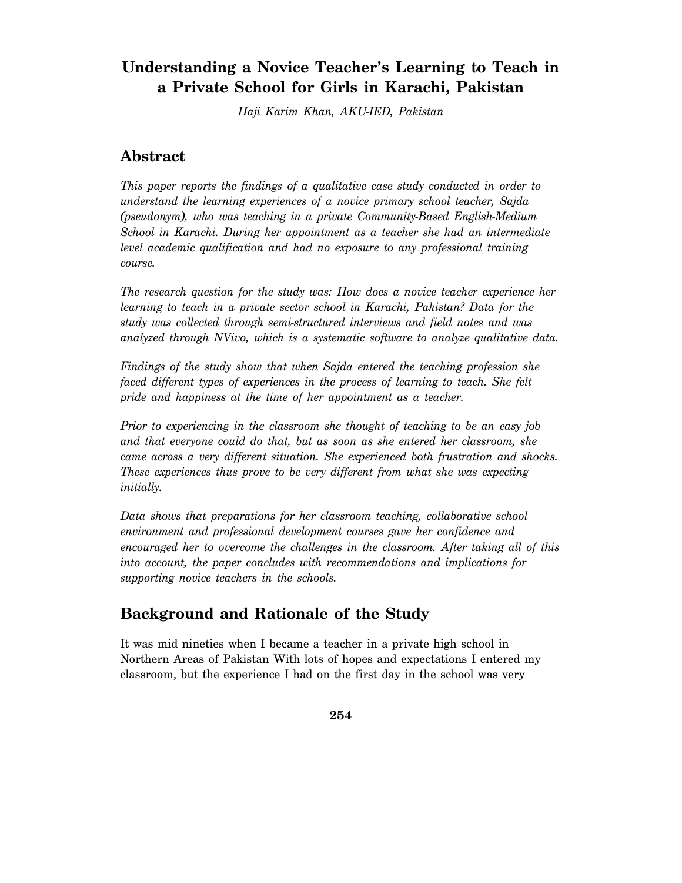# Understanding a Novice Teacher's Learning to Teach in a Private School for Girls in Karachi, Pakistan

*Haji Karim Khan, AKU-IED, Pakistan*

## Abstract

*This paper reports the findings of a qualitative case study conducted in order to understand the learning experiences of a novice primary school teacher, Sajda (pseudonym), who was teaching in a private Community-Based English-Medium School in Karachi. During her appointment as a teacher she had an intermediate level academic qualification and had no exposure to any professional training course.*

*The research question for the study was: How does a novice teacher experience her learning to teach in a private sector school in Karachi, Pakistan? Data for the study was collected through semi-structured interviews and field notes and was analyzed through NVivo, which is a systematic software to analyze qualitative data.*

*Findings of the study show that when Sajda entered the teaching profession she faced different types of experiences in the process of learning to teach. She felt pride and happiness at the time of her appointment as a teacher.*

*Prior to experiencing in the classroom she thought of teaching to be an easy job and that everyone could do that, but as soon as she entered her classroom, she came across a very different situation. She experienced both frustration and shocks. These experiences thus prove to be very different from what she was expecting initially.*

*Data shows that preparations for her classroom teaching, collaborative school environment and professional development courses gave her confidence and encouraged her to overcome the challenges in the classroom. After taking all of this into account, the paper concludes with recommendations and implications for supporting novice teachers in the schools.*

## Background and Rationale of the Study

It was mid nineties when I became a teacher in a private high school in Northern Areas of Pakistan With lots of hopes and expectations I entered my classroom, but the experience I had on the first day in the school was very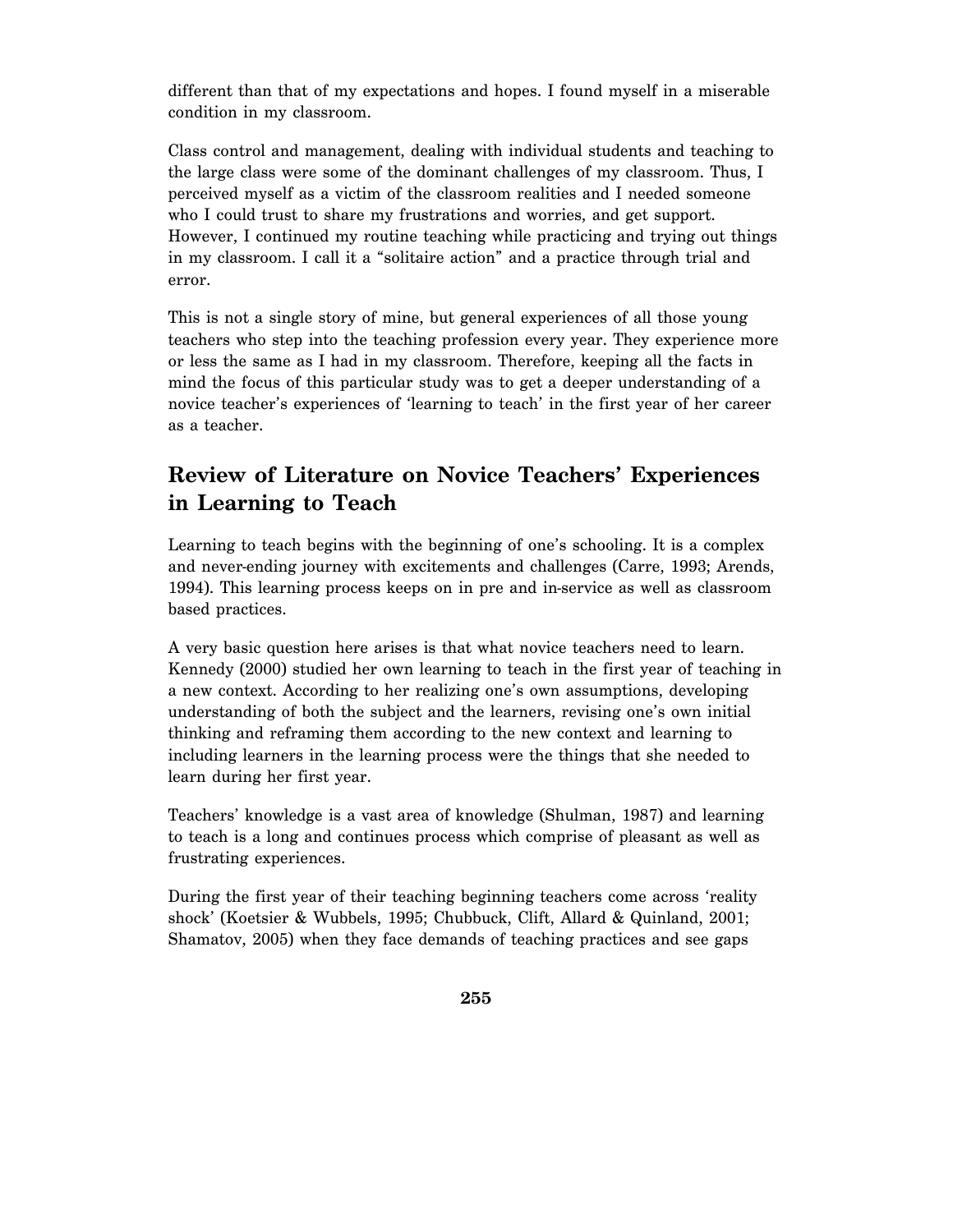different than that of my expectations and hopes. I found myself in a miserable condition in my classroom.

Class control and management, dealing with individual students and teaching to the large class were some of the dominant challenges of my classroom. Thus, I perceived myself as a victim of the classroom realities and I needed someone who I could trust to share my frustrations and worries, and get support. However, I continued my routine teaching while practicing and trying out things in my classroom. I call it a "solitaire action" and a practice through trial and error.

This is not a single story of mine, but general experiences of all those young teachers who step into the teaching profession every year. They experience more or less the same as I had in my classroom. Therefore, keeping all the facts in mind the focus of this particular study was to get a deeper understanding of a novice teacher's experiences of 'learning to teach' in the first year of her career as a teacher.

## Review of Literature on Novice Teachers' Experiences in Learning to Teach

Learning to teach begins with the beginning of one's schooling. It is a complex and never-ending journey with excitements and challenges (Carre, 1993; Arends, 1994). This learning process keeps on in pre and in-service as well as classroom based practices.

A very basic question here arises is that what novice teachers need to learn. Kennedy (2000) studied her own learning to teach in the first year of teaching in a new context. According to her realizing one's own assumptions, developing understanding of both the subject and the learners, revising one's own initial thinking and reframing them according to the new context and learning to including learners in the learning process were the things that she needed to learn during her first year.

Teachers' knowledge is a vast area of knowledge (Shulman, 1987) and learning to teach is a long and continues process which comprise of pleasant as well as frustrating experiences.

During the first year of their teaching beginning teachers come across 'reality shock' (Koetsier & Wubbels, 1995; Chubbuck, Clift, Allard & Quinland, 2001; Shamatov, 2005) when they face demands of teaching practices and see gaps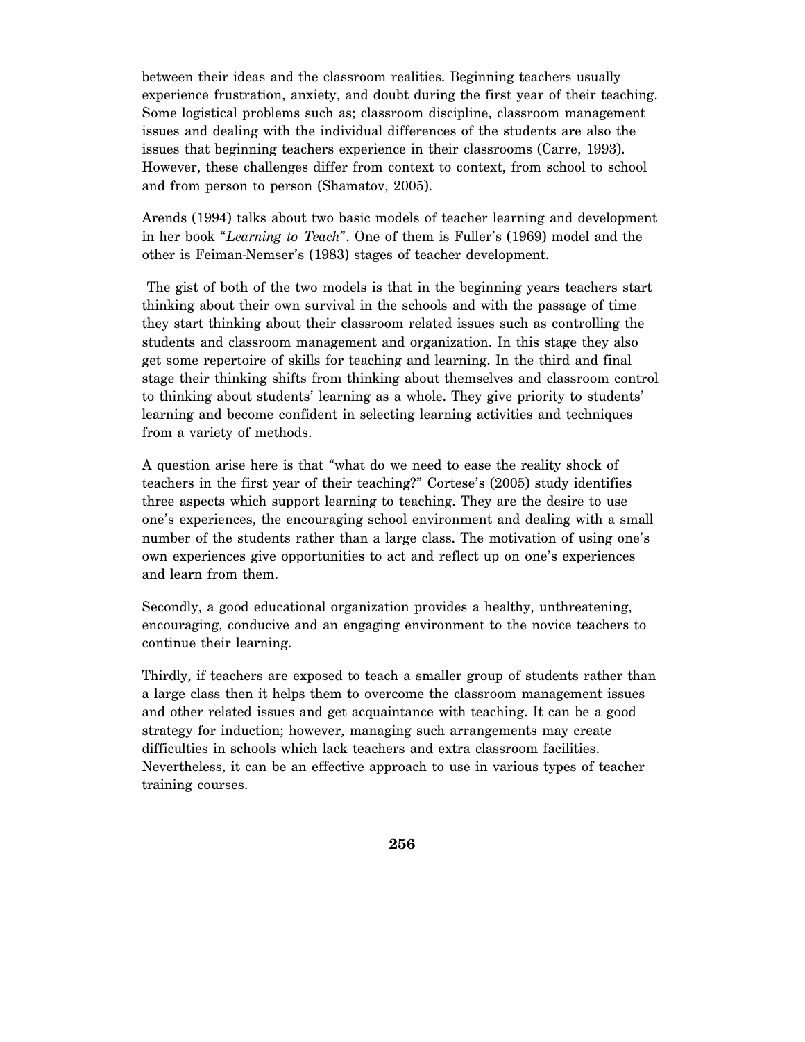between their ideas and the classroom realities. Beginning teachers usually experience frustration, anxiety, and doubt during the first year of their teaching. Some logistical problems such as; classroom discipline, classroom management issues and dealing with the individual differences of the students are also the issues that beginning teachers experience in their classrooms (Carre, 1993). However, these challenges differ from context to context, from school to school and from person to person (Shamatov, 2005).

Arends (1994) talks about two basic models of teacher learning and development in her book "*Learning to Teach*". One of them is Fuller's (1969) model and the other is Feiman-Nemser's (1983) stages of teacher development.

The gist of both of the two models is that in the beginning years teachers start thinking about their own survival in the schools and with the passage of time they start thinking about their classroom related issues such as controlling the students and classroom management and organization. In this stage they also get some repertoire of skills for teaching and learning. In the third and final stage their thinking shifts from thinking about themselves and classroom control to thinking about students' learning as a whole. They give priority to students' learning and become confident in selecting learning activities and techniques from a variety of methods.

A question arise here is that "what do we need to ease the reality shock of teachers in the first year of their teaching?" Cortese's (2005) study identifies three aspects which support learning to teaching. They are the desire to use one's experiences, the encouraging school environment and dealing with a small number of the students rather than a large class. The motivation of using one's own experiences give opportunities to act and reflect up on one's experiences and learn from them.

Secondly, a good educational organization provides a healthy, unthreatening, encouraging, conducive and an engaging environment to the novice teachers to continue their learning.

Thirdly, if teachers are exposed to teach a smaller group of students rather than a large class then it helps them to overcome the classroom management issues and other related issues and get acquaintance with teaching. It can be a good strategy for induction; however, managing such arrangements may create difficulties in schools which lack teachers and extra classroom facilities. Nevertheless, it can be an effective approach to use in various types of teacher training courses.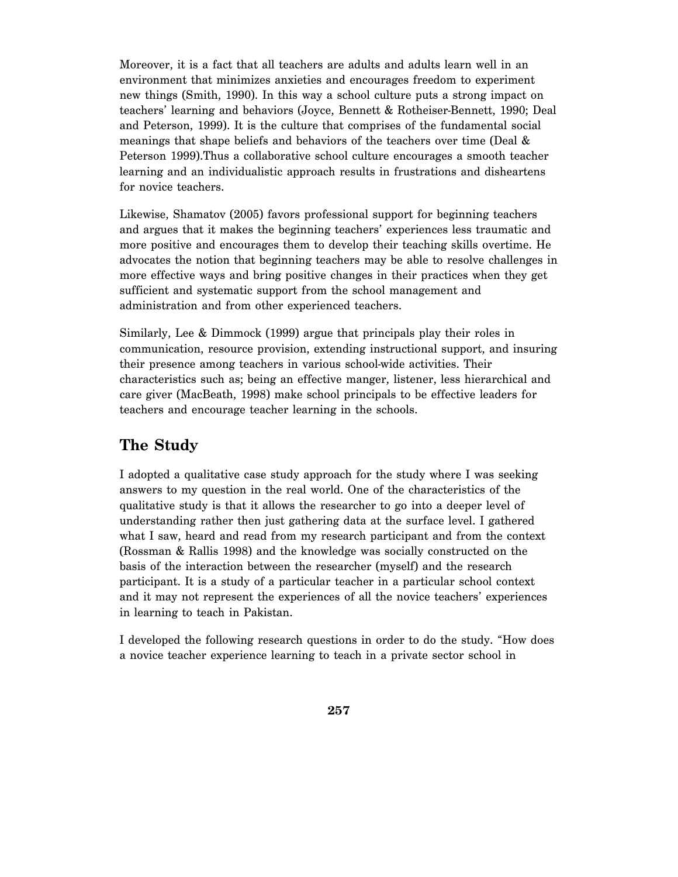Moreover, it is a fact that all teachers are adults and adults learn well in an environment that minimizes anxieties and encourages freedom to experiment new things (Smith, 1990). In this way a school culture puts a strong impact on teachers' learning and behaviors (Joyce, Bennett & Rotheiser-Bennett, 1990; Deal and Peterson, 1999). It is the culture that comprises of the fundamental social meanings that shape beliefs and behaviors of the teachers over time (Deal & Peterson 1999).Thus a collaborative school culture encourages a smooth teacher learning and an individualistic approach results in frustrations and disheartens for novice teachers.

Likewise, Shamatov (2005) favors professional support for beginning teachers and argues that it makes the beginning teachers' experiences less traumatic and more positive and encourages them to develop their teaching skills overtime. He advocates the notion that beginning teachers may be able to resolve challenges in more effective ways and bring positive changes in their practices when they get sufficient and systematic support from the school management and administration and from other experienced teachers.

Similarly, Lee & Dimmock (1999) argue that principals play their roles in communication, resource provision, extending instructional support, and insuring their presence among teachers in various school-wide activities. Their characteristics such as; being an effective manger, listener, less hierarchical and care giver (MacBeath, 1998) make school principals to be effective leaders for teachers and encourage teacher learning in the schools.

## The Study

I adopted a qualitative case study approach for the study where I was seeking answers to my question in the real world. One of the characteristics of the qualitative study is that it allows the researcher to go into a deeper level of understanding rather then just gathering data at the surface level. I gathered what I saw, heard and read from my research participant and from the context (Rossman & Rallis 1998) and the knowledge was socially constructed on the basis of the interaction between the researcher (myself) and the research participant. It is a study of a particular teacher in a particular school context and it may not represent the experiences of all the novice teachers' experiences in learning to teach in Pakistan.

I developed the following research questions in order to do the study. "How does a novice teacher experience learning to teach in a private sector school in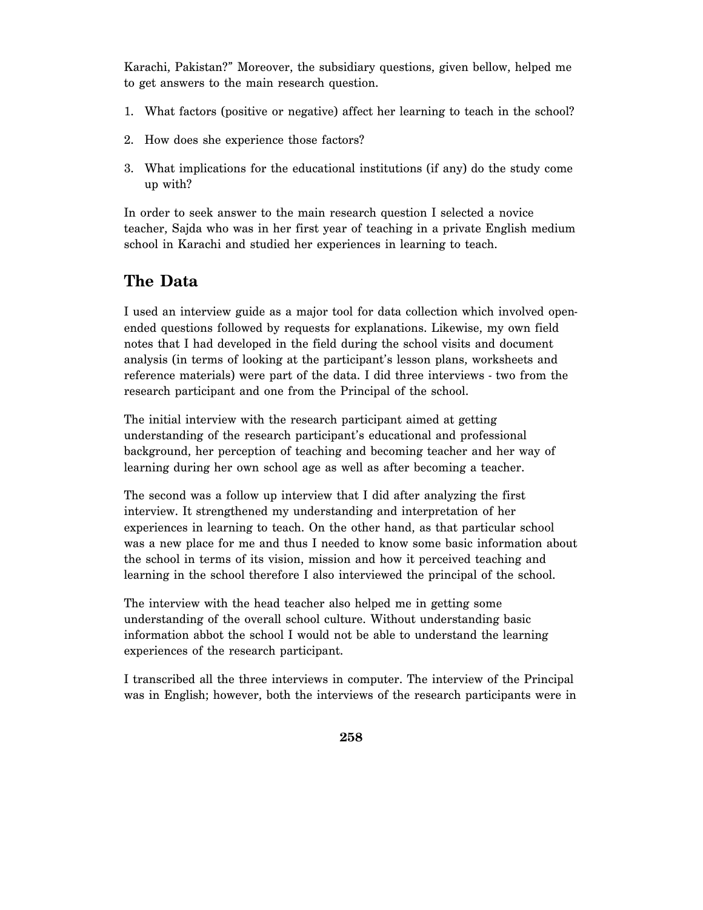Karachi, Pakistan?" Moreover, the subsidiary questions, given bellow, helped me to get answers to the main research question.

1. What factors (positive or negative) affect her learning to teach in the school?
2. How does she experience those factors?
3. What implications for the educational institutions (if any) do the study come up with?

In order to seek answer to the main research question I selected a novice teacher, Sajda who was in her first year of teaching in a private English medium school in Karachi and studied her experiences in learning to teach.

## The Data

I used an interview guide as a major tool for data collection which involved open-ended questions followed by requests for explanations. Likewise, my own field notes that I had developed in the field during the school visits and document analysis (in terms of looking at the participant's lesson plans, worksheets and reference materials) were part of the data. I did three interviews - two from the research participant and one from the Principal of the school.

The initial interview with the research participant aimed at getting understanding of the research participant's educational and professional background, her perception of teaching and becoming teacher and her way of learning during her own school age as well as after becoming a teacher.

The second was a follow up interview that I did after analyzing the first interview. It strengthened my understanding and interpretation of her experiences in learning to teach. On the other hand, as that particular school was a new place for me and thus I needed to know some basic information about the school in terms of its vision, mission and how it perceived teaching and learning in the school therefore I also interviewed the principal of the school.

The interview with the head teacher also helped me in getting some understanding of the overall school culture. Without understanding basic information abbot the school I would not be able to understand the learning experiences of the research participant.

I transcribed all the three interviews in computer. The interview of the Principal was in English; however, both the interviews of the research participants were in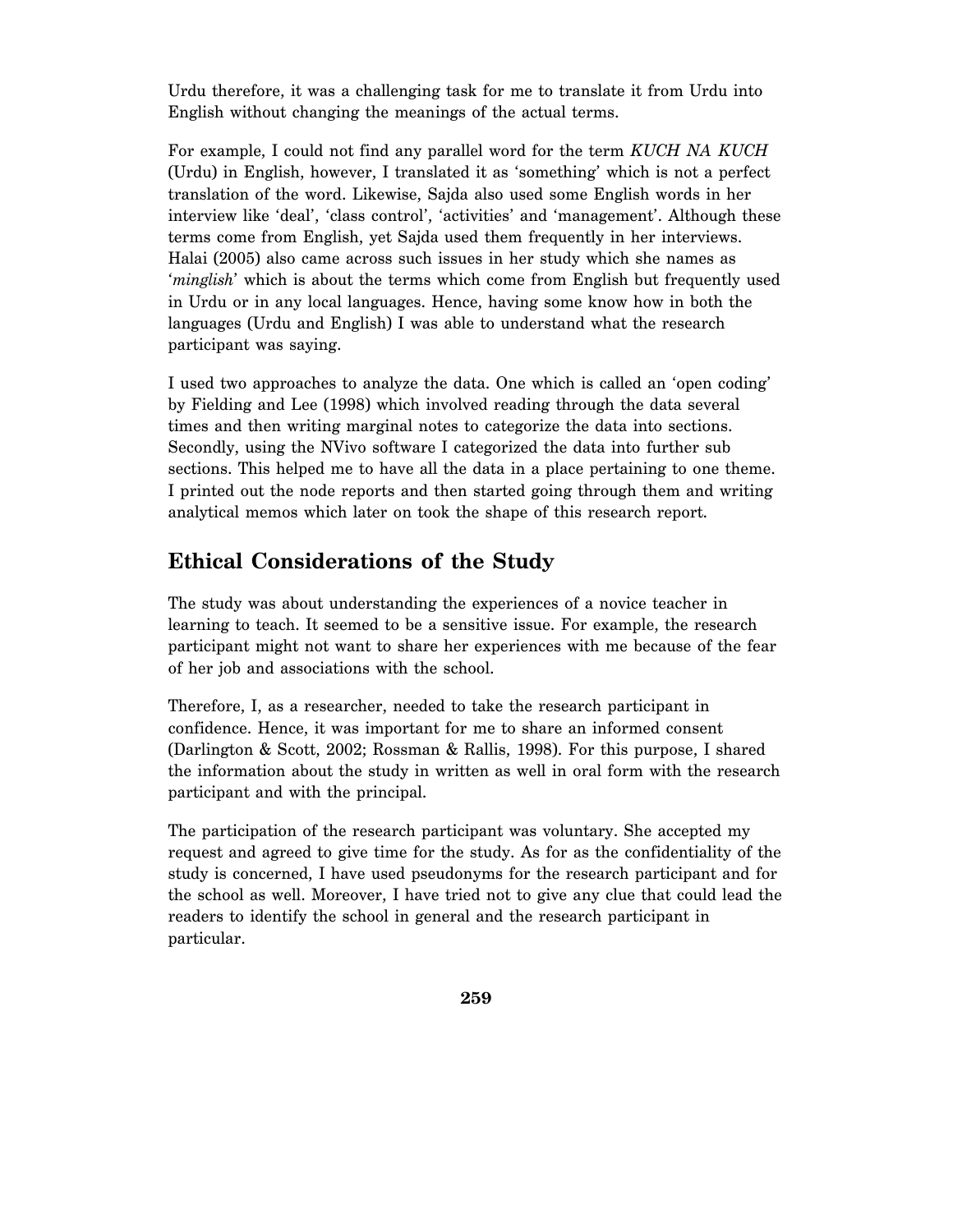Urdu therefore, it was a challenging task for me to translate it from Urdu into English without changing the meanings of the actual terms.

For example, I could not find any parallel word for the term *KUCH NA KUCH* (Urdu) in English, however, I translated it as 'something' which is not a perfect translation of the word. Likewise, Sajda also used some English words in her interview like 'deal', 'class control', 'activities' and 'management'. Although these terms come from English, yet Sajda used them frequently in her interviews. Halai (2005) also came across such issues in her study which she names as '*minglish*' which is about the terms which come from English but frequently used in Urdu or in any local languages. Hence, having some know how in both the languages (Urdu and English) I was able to understand what the research participant was saying.

I used two approaches to analyze the data. One which is called an 'open coding' by Fielding and Lee (1998) which involved reading through the data several times and then writing marginal notes to categorize the data into sections. Secondly, using the NVivo software I categorized the data into further sub sections. This helped me to have all the data in a place pertaining to one theme. I printed out the node reports and then started going through them and writing analytical memos which later on took the shape of this research report.

## Ethical Considerations of the Study

The study was about understanding the experiences of a novice teacher in learning to teach. It seemed to be a sensitive issue. For example, the research participant might not want to share her experiences with me because of the fear of her job and associations with the school.

Therefore, I, as a researcher, needed to take the research participant in confidence. Hence, it was important for me to share an informed consent (Darlington & Scott, 2002; Rossman & Rallis, 1998). For this purpose, I shared the information about the study in written as well in oral form with the research participant and with the principal.

The participation of the research participant was voluntary. She accepted my request and agreed to give time for the study. As for as the confidentiality of the study is concerned, I have used pseudonyms for the research participant and for the school as well. Moreover, I have tried not to give any clue that could lead the readers to identify the school in general and the research participant in particular.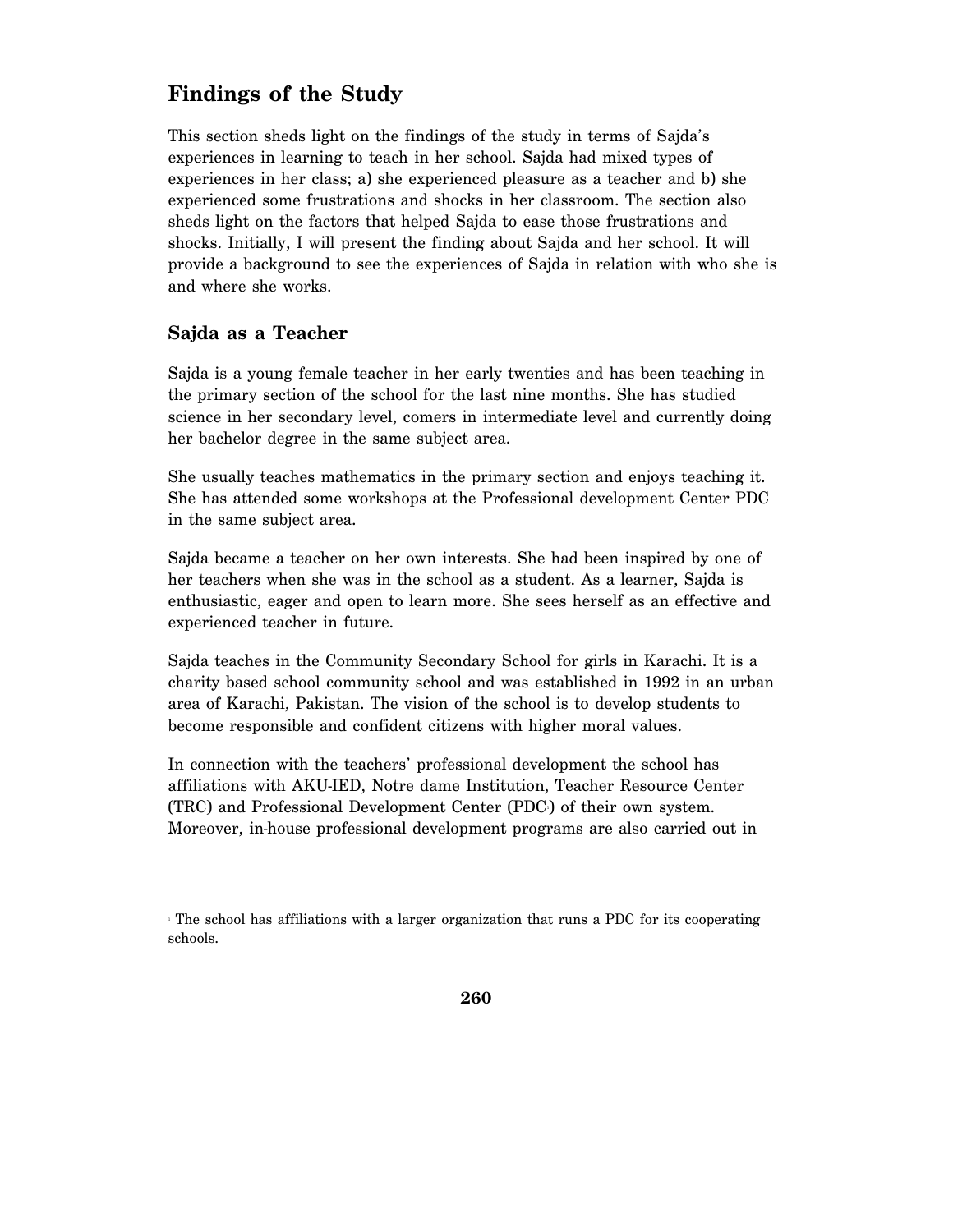## Findings of the Study

This section sheds light on the findings of the study in terms of Sajda's experiences in learning to teach in her school. Sajda had mixed types of experiences in her class; a) she experienced pleasure as a teacher and b) she experienced some frustrations and shocks in her classroom. The section also sheds light on the factors that helped Sajda to ease those frustrations and shocks. Initially, I will present the finding about Sajda and her school. It will provide a background to see the experiences of Sajda in relation with who she is and where she works.

### Sajda as a Teacher

Sajda is a young female teacher in her early twenties and has been teaching in the primary section of the school for the last nine months. She has studied science in her secondary level, comers in intermediate level and currently doing her bachelor degree in the same subject area.

She usually teaches mathematics in the primary section and enjoys teaching it. She has attended some workshops at the Professional development Center PDC in the same subject area.

Sajda became a teacher on her own interests. She had been inspired by one of her teachers when she was in the school as a student. As a learner, Sajda is enthusiastic, eager and open to learn more. She sees herself as an effective and experienced teacher in future.

Sajda teaches in the Community Secondary School for girls in Karachi. It is a charity based school community school and was established in 1992 in an urban area of Karachi, Pakistan. The vision of the school is to develop students to become responsible and confident citizens with higher moral values.

In connection with the teachers' professional development the school has affiliations with AKU-IED, Notre dame Institution, Teacher Resource Center (TRC) and Professional Development Center (PDC[1]) of their own system. Moreover, in-house professional development programs are also carried out in

---

[1] The school has affiliations with a larger organization that runs a PDC for its cooperating schools.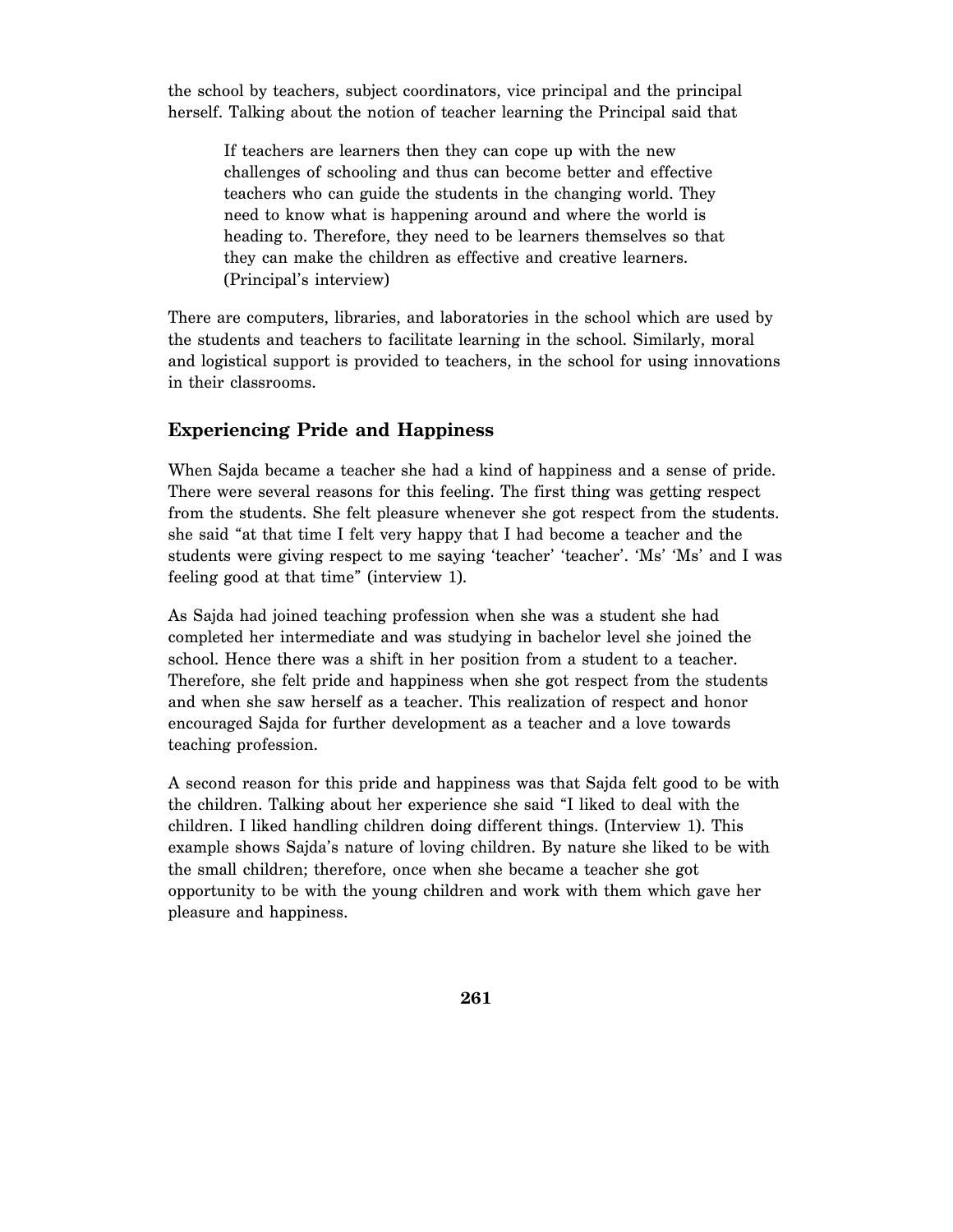the school by teachers, subject coordinators, vice principal and the principal herself. Talking about the notion of teacher learning the Principal said that

> If teachers are learners then they can cope up with the new challenges of schooling and thus can become better and effective teachers who can guide the students in the changing world. They need to know what is happening around and where the world is heading to. Therefore, they need to be learners themselves so that they can make the children as effective and creative learners. (Principal's interview)

There are computers, libraries, and laboratories in the school which are used by the students and teachers to facilitate learning in the school. Similarly, moral and logistical support is provided to teachers, in the school for using innovations in their classrooms.

## Experiencing Pride and Happiness

When Sajda became a teacher she had a kind of happiness and a sense of pride. There were several reasons for this feeling. The first thing was getting respect from the students. She felt pleasure whenever she got respect from the students. she said "at that time I felt very happy that I had become a teacher and the students were giving respect to me saying 'teacher' 'teacher'. 'Ms' 'Ms' and I was feeling good at that time" (interview 1).

As Sajda had joined teaching profession when she was a student she had completed her intermediate and was studying in bachelor level she joined the school. Hence there was a shift in her position from a student to a teacher. Therefore, she felt pride and happiness when she got respect from the students and when she saw herself as a teacher. This realization of respect and honor encouraged Sajda for further development as a teacher and a love towards teaching profession.

A second reason for this pride and happiness was that Sajda felt good to be with the children. Talking about her experience she said "I liked to deal with the children. I liked handling children doing different things. (Interview 1). This example shows Sajda's nature of loving children. By nature she liked to be with the small children; therefore, once when she became a teacher she got opportunity to be with the young children and work with them which gave her pleasure and happiness.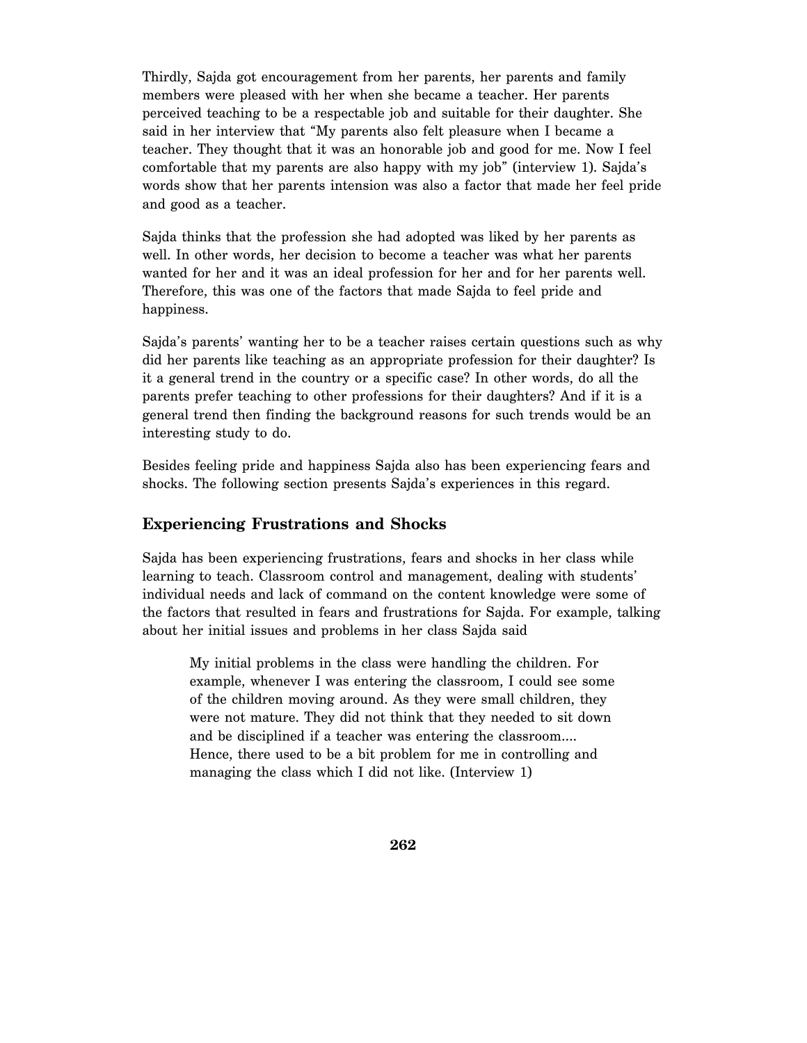Thirdly, Sajda got encouragement from her parents, her parents and family members were pleased with her when she became a teacher. Her parents perceived teaching to be a respectable job and suitable for their daughter. She said in her interview that "My parents also felt pleasure when I became a teacher. They thought that it was an honorable job and good for me. Now I feel comfortable that my parents are also happy with my job" (interview 1). Sajda's words show that her parents intension was also a factor that made her feel pride and good as a teacher.

Sajda thinks that the profession she had adopted was liked by her parents as well. In other words, her decision to become a teacher was what her parents wanted for her and it was an ideal profession for her and for her parents well. Therefore, this was one of the factors that made Sajda to feel pride and happiness.

Sajda's parents' wanting her to be a teacher raises certain questions such as why did her parents like teaching as an appropriate profession for their daughter? Is it a general trend in the country or a specific case? In other words, do all the parents prefer teaching to other professions for their daughters? And if it is a general trend then finding the background reasons for such trends would be an interesting study to do.

Besides feeling pride and happiness Sajda also has been experiencing fears and shocks. The following section presents Sajda's experiences in this regard.

## Experiencing Frustrations and Shocks

Sajda has been experiencing frustrations, fears and shocks in her class while learning to teach. Classroom control and management, dealing with students' individual needs and lack of command on the content knowledge were some of the factors that resulted in fears and frustrations for Sajda. For example, talking about her initial issues and problems in her class Sajda said

> My initial problems in the class were handling the children. For example, whenever I was entering the classroom, I could see some of the children moving around. As they were small children, they were not mature. They did not think that they needed to sit down and be disciplined if a teacher was entering the classroom.... Hence, there used to be a bit problem for me in controlling and managing the class which I did not like. (Interview 1)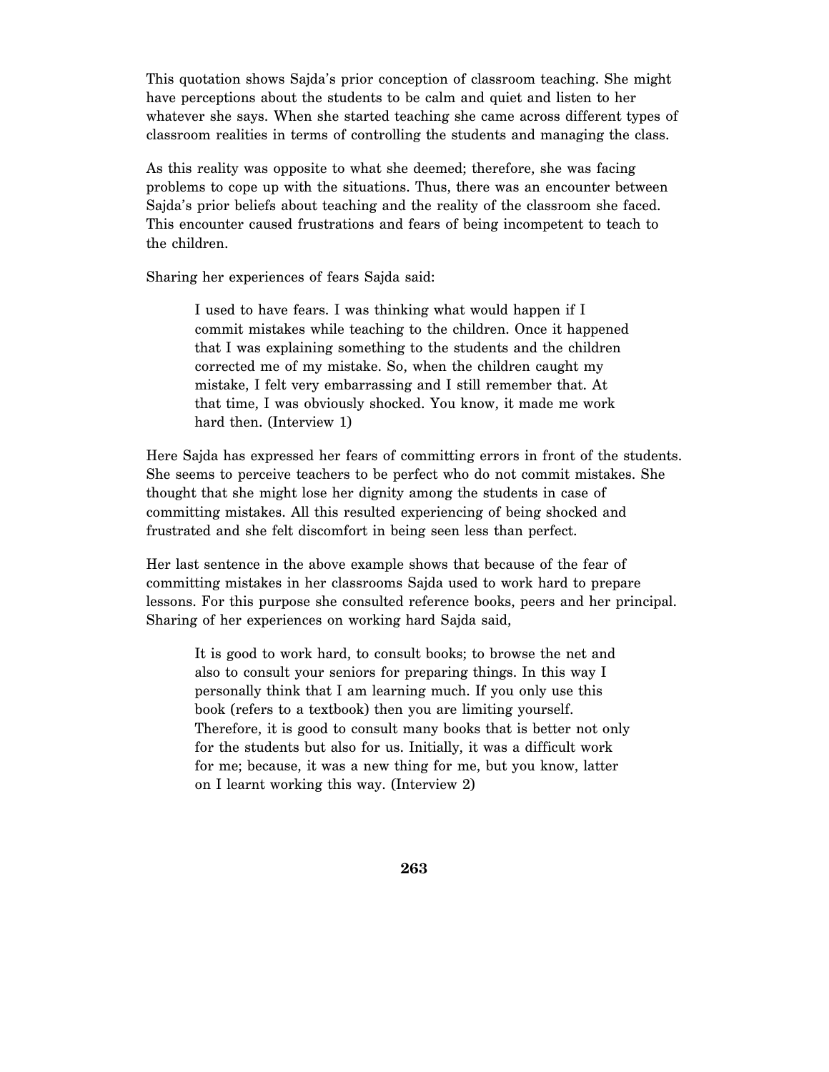This quotation shows Sajda's prior conception of classroom teaching. She might have perceptions about the students to be calm and quiet and listen to her whatever she says. When she started teaching she came across different types of classroom realities in terms of controlling the students and managing the class.

As this reality was opposite to what she deemed; therefore, she was facing problems to cope up with the situations. Thus, there was an encounter between Sajda's prior beliefs about teaching and the reality of the classroom she faced. This encounter caused frustrations and fears of being incompetent to teach to the children.

Sharing her experiences of fears Sajda said:

> I used to have fears. I was thinking what would happen if I commit mistakes while teaching to the children. Once it happened that I was explaining something to the students and the children corrected me of my mistake. So, when the children caught my mistake, I felt very embarrassing and I still remember that. At that time, I was obviously shocked. You know, it made me work hard then. (Interview 1)

Here Sajda has expressed her fears of committing errors in front of the students. She seems to perceive teachers to be perfect who do not commit mistakes. She thought that she might lose her dignity among the students in case of committing mistakes. All this resulted experiencing of being shocked and frustrated and she felt discomfort in being seen less than perfect.

Her last sentence in the above example shows that because of the fear of committing mistakes in her classrooms Sajda used to work hard to prepare lessons. For this purpose she consulted reference books, peers and her principal. Sharing of her experiences on working hard Sajda said,

> It is good to work hard, to consult books; to browse the net and also to consult your seniors for preparing things. In this way I personally think that I am learning much. If you only use this book (refers to a textbook) then you are limiting yourself. Therefore, it is good to consult many books that is better not only for the students but also for us. Initially, it was a difficult work for me; because, it was a new thing for me, but you know, latter on I learnt working this way. (Interview 2)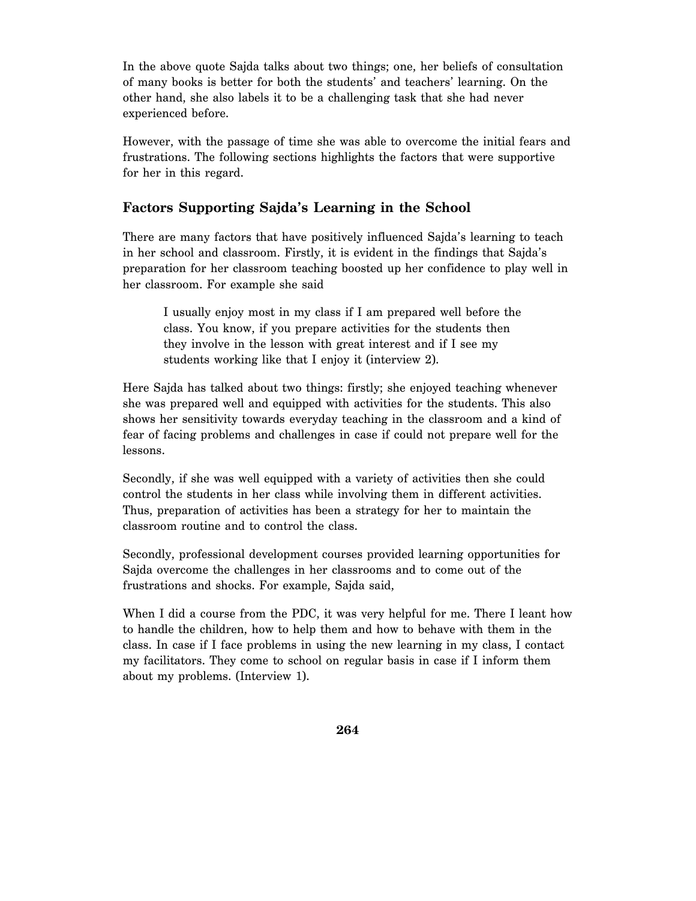In the above quote Sajda talks about two things; one, her beliefs of consultation of many books is better for both the students' and teachers' learning. On the other hand, she also labels it to be a challenging task that she had never experienced before.

However, with the passage of time she was able to overcome the initial fears and frustrations. The following sections highlights the factors that were supportive for her in this regard.

## Factors Supporting Sajda's Learning in the School

There are many factors that have positively influenced Sajda's learning to teach in her school and classroom. Firstly, it is evident in the findings that Sajda's preparation for her classroom teaching boosted up her confidence to play well in her classroom. For example she said

> I usually enjoy most in my class if I am prepared well before the class. You know, if you prepare activities for the students then they involve in the lesson with great interest and if I see my students working like that I enjoy it (interview 2).

Here Sajda has talked about two things: firstly; she enjoyed teaching whenever she was prepared well and equipped with activities for the students. This also shows her sensitivity towards everyday teaching in the classroom and a kind of fear of facing problems and challenges in case if could not prepare well for the lessons.

Secondly, if she was well equipped with a variety of activities then she could control the students in her class while involving them in different activities. Thus, preparation of activities has been a strategy for her to maintain the classroom routine and to control the class.

Secondly, professional development courses provided learning opportunities for Sajda overcome the challenges in her classrooms and to come out of the frustrations and shocks. For example, Sajda said,

When I did a course from the PDC, it was very helpful for me. There I leant how to handle the children, how to help them and how to behave with them in the class. In case if I face problems in using the new learning in my class, I contact my facilitators. They come to school on regular basis in case if I inform them about my problems. (Interview 1).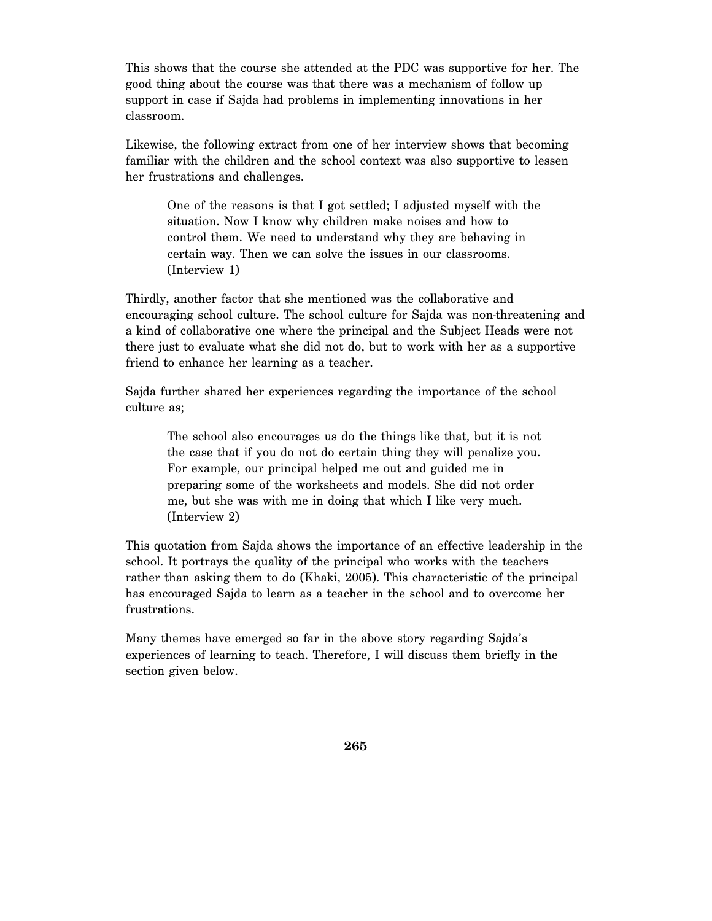This shows that the course she attended at the PDC was supportive for her. The good thing about the course was that there was a mechanism of follow up support in case if Sajda had problems in implementing innovations in her classroom.

Likewise, the following extract from one of her interview shows that becoming familiar with the children and the school context was also supportive to lessen her frustrations and challenges.

> One of the reasons is that I got settled; I adjusted myself with the situation. Now I know why children make noises and how to control them. We need to understand why they are behaving in certain way. Then we can solve the issues in our classrooms. (Interview 1)

Thirdly, another factor that she mentioned was the collaborative and encouraging school culture. The school culture for Sajda was non-threatening and a kind of collaborative one where the principal and the Subject Heads were not there just to evaluate what she did not do, but to work with her as a supportive friend to enhance her learning as a teacher.

Sajda further shared her experiences regarding the importance of the school culture as;

> The school also encourages us do the things like that, but it is not the case that if you do not do certain thing they will penalize you. For example, our principal helped me out and guided me in preparing some of the worksheets and models. She did not order me, but she was with me in doing that which I like very much. (Interview 2)

This quotation from Sajda shows the importance of an effective leadership in the school. It portrays the quality of the principal who works with the teachers rather than asking them to do (Khaki, 2005). This characteristic of the principal has encouraged Sajda to learn as a teacher in the school and to overcome her frustrations.

Many themes have emerged so far in the above story regarding Sajda's experiences of learning to teach. Therefore, I will discuss them briefly in the section given below.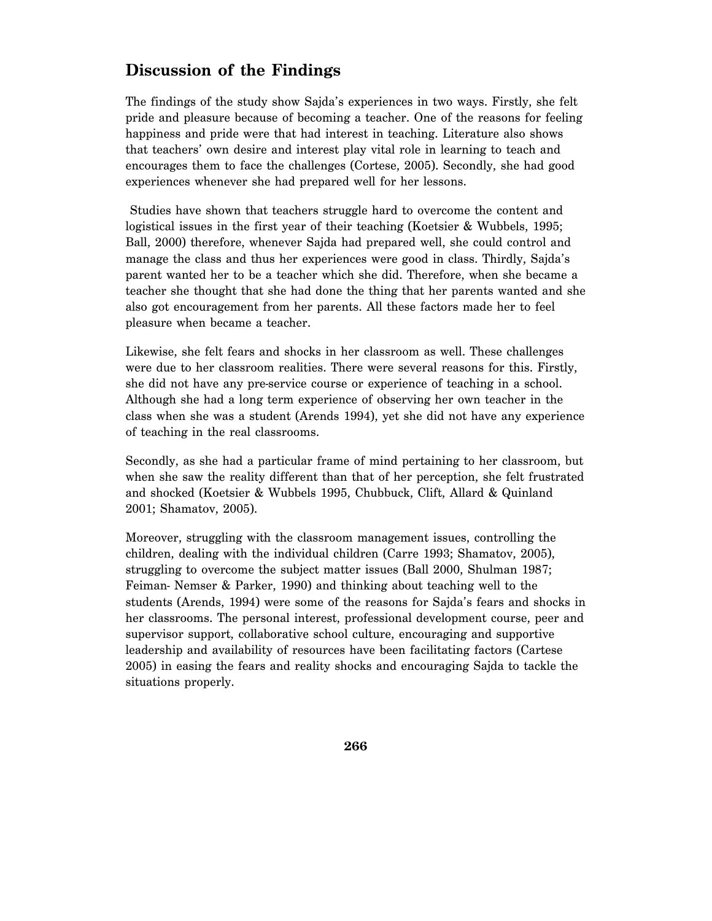## Discussion of the Findings

The findings of the study show Sajda's experiences in two ways. Firstly, she felt pride and pleasure because of becoming a teacher. One of the reasons for feeling happiness and pride were that had interest in teaching. Literature also shows that teachers' own desire and interest play vital role in learning to teach and encourages them to face the challenges (Cortese, 2005). Secondly, she had good experiences whenever she had prepared well for her lessons.

Studies have shown that teachers struggle hard to overcome the content and logistical issues in the first year of their teaching (Koetsier & Wubbels, 1995; Ball, 2000) therefore, whenever Sajda had prepared well, she could control and manage the class and thus her experiences were good in class. Thirdly, Sajda's parent wanted her to be a teacher which she did. Therefore, when she became a teacher she thought that she had done the thing that her parents wanted and she also got encouragement from her parents. All these factors made her to feel pleasure when became a teacher.

Likewise, she felt fears and shocks in her classroom as well. These challenges were due to her classroom realities. There were several reasons for this. Firstly, she did not have any pre-service course or experience of teaching in a school. Although she had a long term experience of observing her own teacher in the class when she was a student (Arends 1994), yet she did not have any experience of teaching in the real classrooms.

Secondly, as she had a particular frame of mind pertaining to her classroom, but when she saw the reality different than that of her perception, she felt frustrated and shocked (Koetsier & Wubbels 1995, Chubbuck, Clift, Allard & Quinland 2001; Shamatov, 2005).

Moreover, struggling with the classroom management issues, controlling the children, dealing with the individual children (Carre 1993; Shamatov, 2005), struggling to overcome the subject matter issues (Ball 2000, Shulman 1987; Feiman- Nemser & Parker, 1990) and thinking about teaching well to the students (Arends, 1994) were some of the reasons for Sajda's fears and shocks in her classrooms. The personal interest, professional development course, peer and supervisor support, collaborative school culture, encouraging and supportive leadership and availability of resources have been facilitating factors (Cartese 2005) in easing the fears and reality shocks and encouraging Sajda to tackle the situations properly.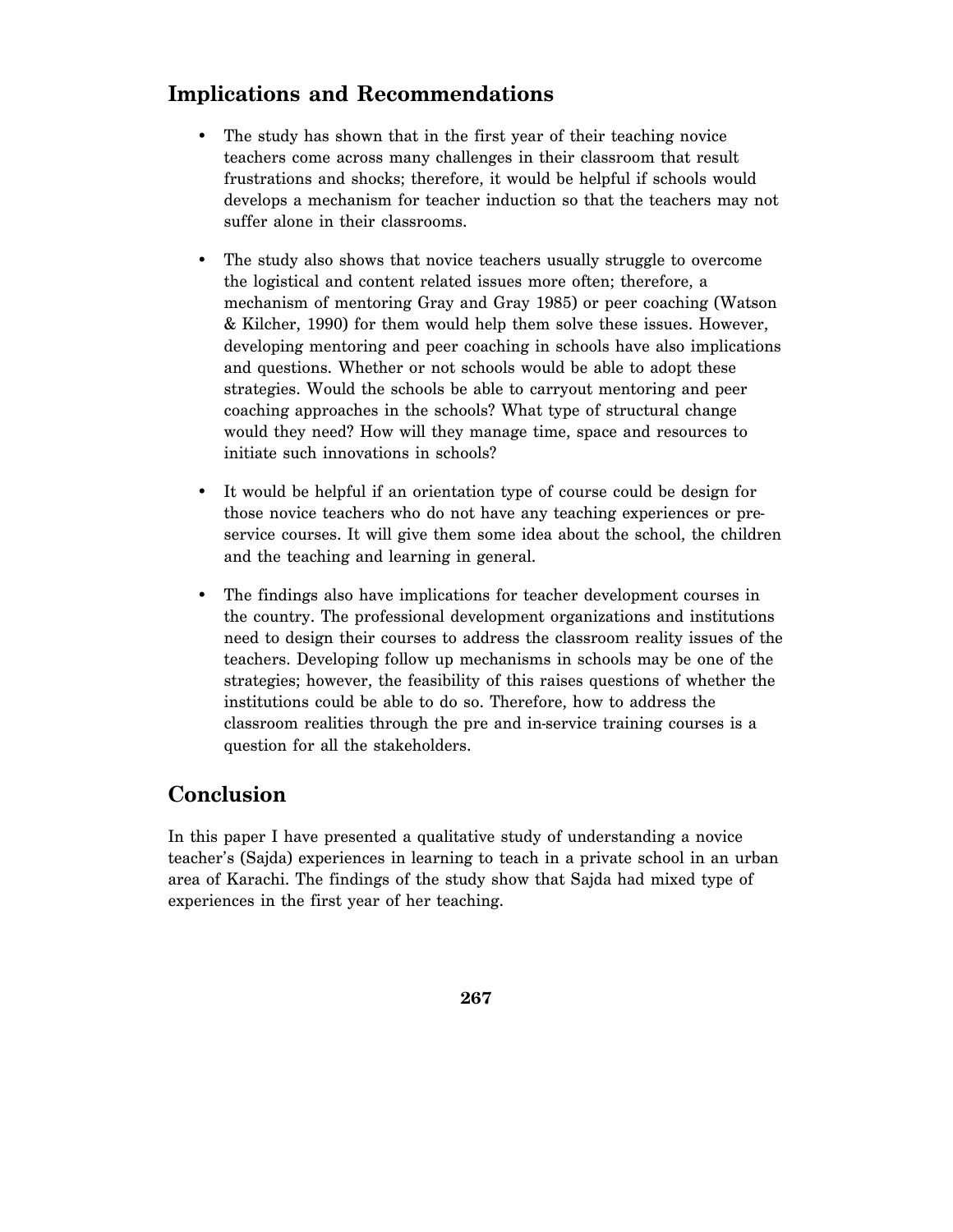## Implications and Recommendations

- The study has shown that in the first year of their teaching novice teachers come across many challenges in their classroom that result frustrations and shocks; therefore, it would be helpful if schools would develops a mechanism for teacher induction so that the teachers may not suffer alone in their classrooms.

- The study also shows that novice teachers usually struggle to overcome the logistical and content related issues more often; therefore, a mechanism of mentoring Gray and Gray 1985) or peer coaching (Watson & Kilcher, 1990) for them would help them solve these issues. However, developing mentoring and peer coaching in schools have also implications and questions. Whether or not schools would be able to adopt these strategies. Would the schools be able to carryout mentoring and peer coaching approaches in the schools? What type of structural change would they need? How will they manage time, space and resources to initiate such innovations in schools?

- It would be helpful if an orientation type of course could be design for those novice teachers who do not have any teaching experiences or pre-service courses. It will give them some idea about the school, the children and the teaching and learning in general.

- The findings also have implications for teacher development courses in the country. The professional development organizations and institutions need to design their courses to address the classroom reality issues of the teachers. Developing follow up mechanisms in schools may be one of the strategies; however, the feasibility of this raises questions of whether the institutions could be able to do so. Therefore, how to address the classroom realities through the pre and in-service training courses is a question for all the stakeholders.

## Conclusion

In this paper I have presented a qualitative study of understanding a novice teacher's (Sajda) experiences in learning to teach in a private school in an urban area of Karachi. The findings of the study show that Sajda had mixed type of experiences in the first year of her teaching.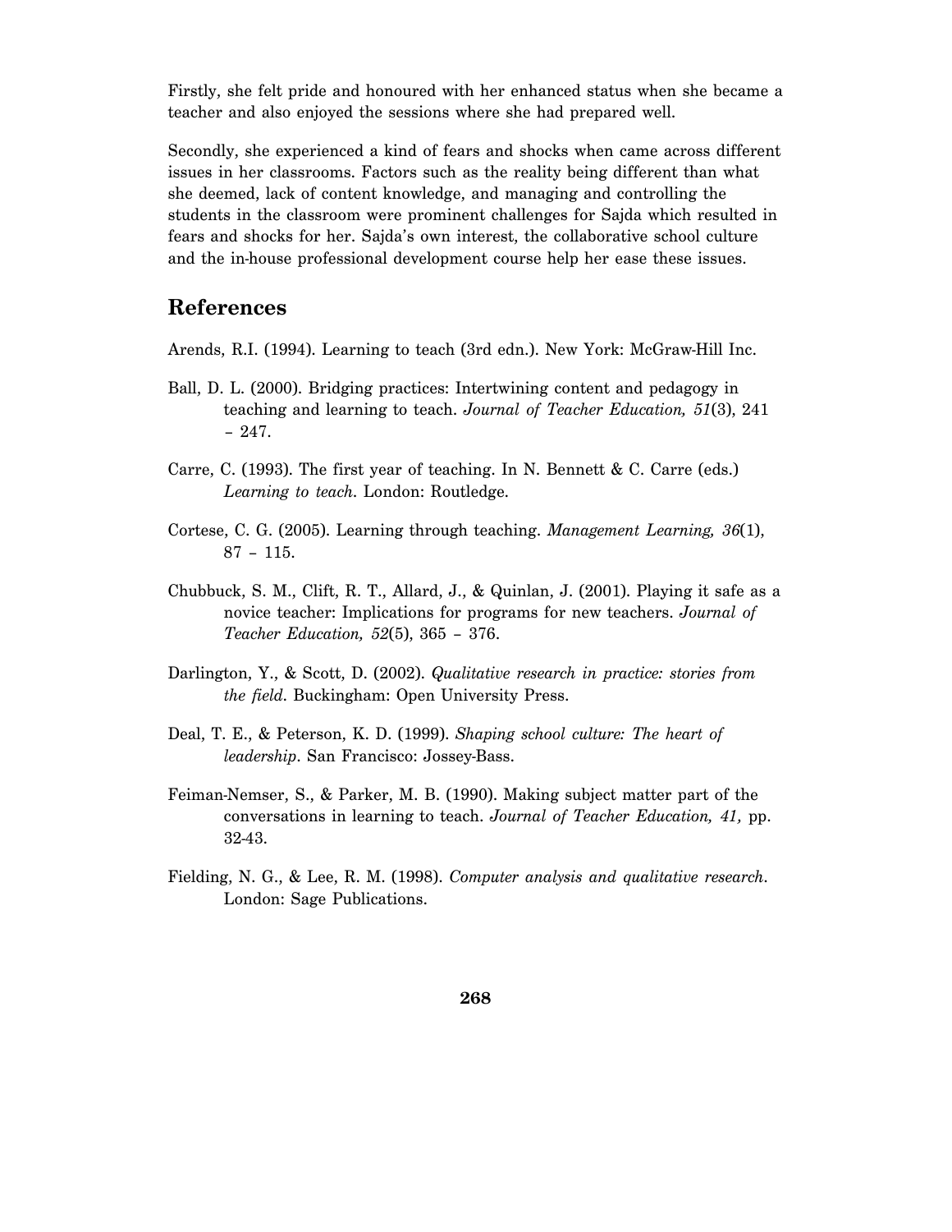Firstly, she felt pride and honoured with her enhanced status when she became a teacher and also enjoyed the sessions where she had prepared well.

Secondly, she experienced a kind of fears and shocks when came across different issues in her classrooms. Factors such as the reality being different than what she deemed, lack of content knowledge, and managing and controlling the students in the classroom were prominent challenges for Sajda which resulted in fears and shocks for her. Sajda's own interest, the collaborative school culture and the in-house professional development course help her ease these issues.

## References

Arends, R.I. (1994). Learning to teach (3rd edn.). New York: McGraw-Hill Inc.

Ball, D. L. (2000). Bridging practices: Intertwining content and pedagogy in teaching and learning to teach. *Journal of Teacher Education, 51*(3), 241 – 247.

Carre, C. (1993). The first year of teaching. In N. Bennett & C. Carre (eds.) *Learning to teach*. London: Routledge.

Cortese, C. G. (2005). Learning through teaching. *Management Learning, 36*(1), 87 – 115.

Chubbuck, S. M., Clift, R. T., Allard, J., & Quinlan, J. (2001). Playing it safe as a novice teacher: Implications for programs for new teachers. *Journal of Teacher Education, 52*(5), 365 – 376.

Darlington, Y., & Scott, D. (2002). *Qualitative research in practice: stories from the field*. Buckingham: Open University Press.

Deal, T. E., & Peterson, K. D. (1999). *Shaping school culture: The heart of leadership*. San Francisco: Jossey-Bass.

Feiman-Nemser, S., & Parker, M. B. (1990). Making subject matter part of the conversations in learning to teach. *Journal of Teacher Education, 41,* pp. 32-43.

Fielding, N. G., & Lee, R. M. (1998). *Computer analysis and qualitative research*. London: Sage Publications.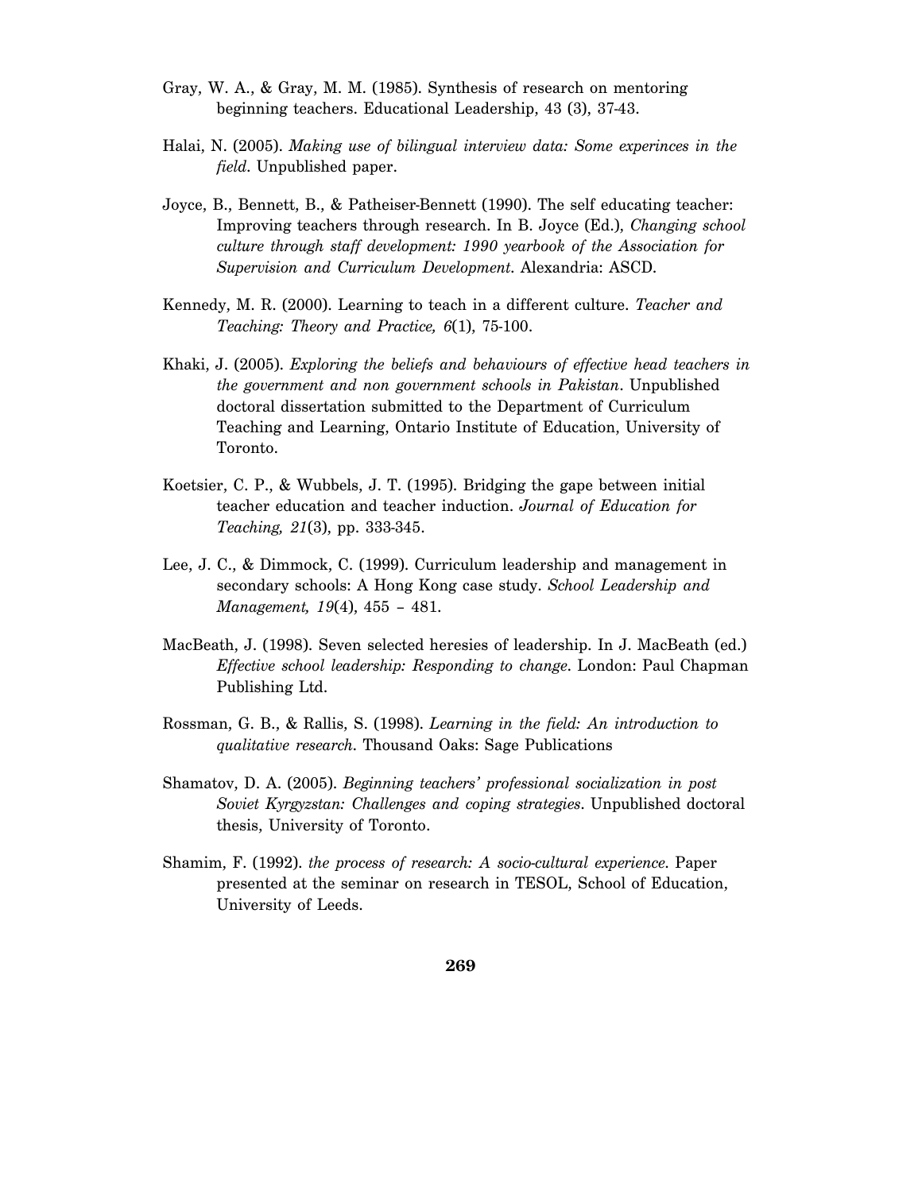Gray, W. A., & Gray, M. M. (1985). Synthesis of research on mentoring beginning teachers. Educational Leadership, 43 (3), 37-43.

Halai, N. (2005). *Making use of bilingual interview data: Some experinces in the field*. Unpublished paper.

Joyce, B., Bennett, B., & Patheiser-Bennett (1990). The self educating teacher: Improving teachers through research. In B. Joyce (Ed.), *Changing school culture through staff development: 1990 yearbook of the Association for Supervision and Curriculum Development*. Alexandria: ASCD.

Kennedy, M. R. (2000). Learning to teach in a different culture. *Teacher and Teaching: Theory and Practice, 6*(1), 75-100.

Khaki, J. (2005). *Exploring the beliefs and behaviours of effective head teachers in the government and non government schools in Pakistan*. Unpublished doctoral dissertation submitted to the Department of Curriculum Teaching and Learning, Ontario Institute of Education, University of Toronto.

Koetsier, C. P., & Wubbels, J. T. (1995). Bridging the gape between initial teacher education and teacher induction. *Journal of Education for Teaching, 21*(3), pp. 333-345.

Lee, J. C., & Dimmock, C. (1999). Curriculum leadership and management in secondary schools: A Hong Kong case study. *School Leadership and Management, 19*(4), 455 – 481.

MacBeath, J. (1998). Seven selected heresies of leadership. In J. MacBeath (ed.) *Effective school leadership: Responding to change*. London: Paul Chapman Publishing Ltd.

Rossman, G. B., & Rallis, S. (1998). *Learning in the field: An introduction to qualitative research*. Thousand Oaks: Sage Publications

Shamatov, D. A. (2005). *Beginning teachers' professional socialization in post Soviet Kyrgyzstan: Challenges and coping strategies*. Unpublished doctoral thesis, University of Toronto.

Shamim, F. (1992). *the process of research: A socio-cultural experience*. Paper presented at the seminar on research in TESOL, School of Education, University of Leeds.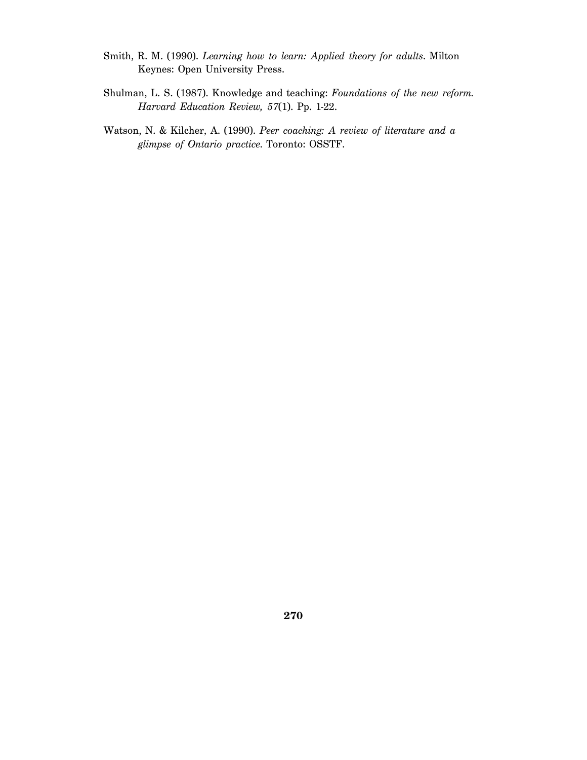Smith, R. M. (1990). *Learning how to learn: Applied theory for adults*. Milton Keynes: Open University Press.

Shulman, L. S. (1987). Knowledge and teaching: *Foundations of the new reform. Harvard Education Review, 57*(1). Pp. 1-22.

Watson, N. & Kilcher, A. (1990). *Peer coaching: A review of literature and a glimpse of Ontario practice*. Toronto: OSSTF.